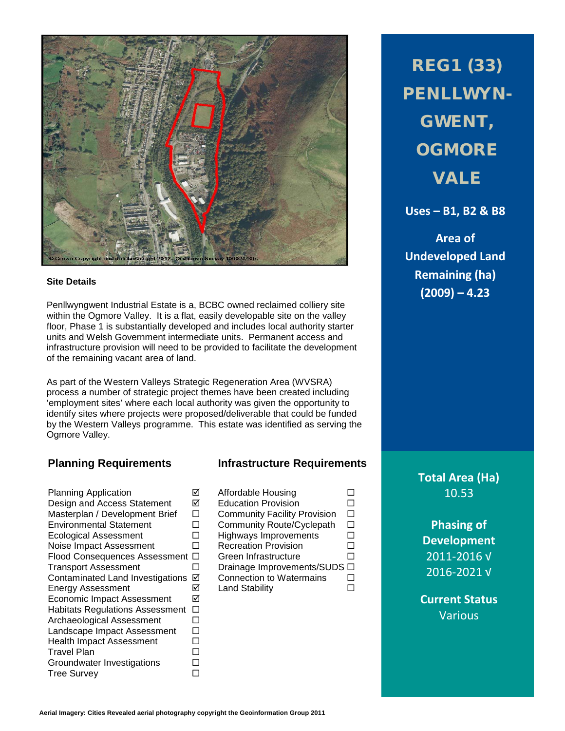# REG1 (33) PENLLWYN-GWENT, OGMORE VALE

**Uses – B1, B2 & B8**

**Area of Undeveloped Land Remaining (ha) (2009) – 4.23**

**Total Area (Ha)**
10.53

**Phasing of Development**
2011-2016 √
2016-2021 √

**Current Status**
Various

### Site Details

Penllwyngwent Industrial Estate is a, BCBC owned reclaimed colliery site within the Ogmore Valley. It is a flat, easily developable site on the valley floor, Phase 1 is substantially developed and includes local authority starter units and Welsh Government intermediate units. Permanent access and infrastructure provision will need to be provided to facilitate the development of the remaining vacant area of land.

As part of the Western Valleys Strategic Regeneration Area (WVSRA) process a number of strategic project themes have been created including 'employment sites' where each local authority was given the opportunity to identify sites where projects were proposed/deliverable that could be funded by the Western Valleys programme. This estate was identified as serving the Ogmore Valley.

## Planning Requirements

| Requirement | |
|---|---|
| Planning Application | ☑ |
| Design and Access Statement | ☑ |
| Masterplan / Development Brief | ☐ |
| Environmental Statement | ☐ |
| Ecological Assessment | ☐ |
| Noise Impact Assessment | ☐ |
| Flood Consequences Assessment | ☐ |
| Transport Assessment | ☐ |
| Contaminated Land Investigations | ☑ |
| Energy Assessment | ☑ |
| Economic Impact Assessment | ☑ |
| Habitats Regulations Assessment | ☐ |
| Archaeological Assessment | ☐ |
| Landscape Impact Assessment | ☐ |
| Health Impact Assessment | ☐ |
| Travel Plan | ☐ |
| Groundwater Investigations | ☐ |
| Tree Survey | ☐ |

## Infrastructure Requirements

| Requirement | |
|---|---|
| Affordable Housing | ☐ |
| Education Provision | ☐ |
| Community Facility Provision | ☐ |
| Community Route/Cyclepath | ☐ |
| Highways Improvements | ☐ |
| Recreation Provision | ☐ |
| Green Infrastructure | ☐ |
| Drainage Improvements/SUDS | ☐ |
| Connection to Watermains | ☐ |
| Land Stability | ☐ |

**Aerial Imagery: Cities Revealed aerial photography copyright the Geoinformation Group 2011**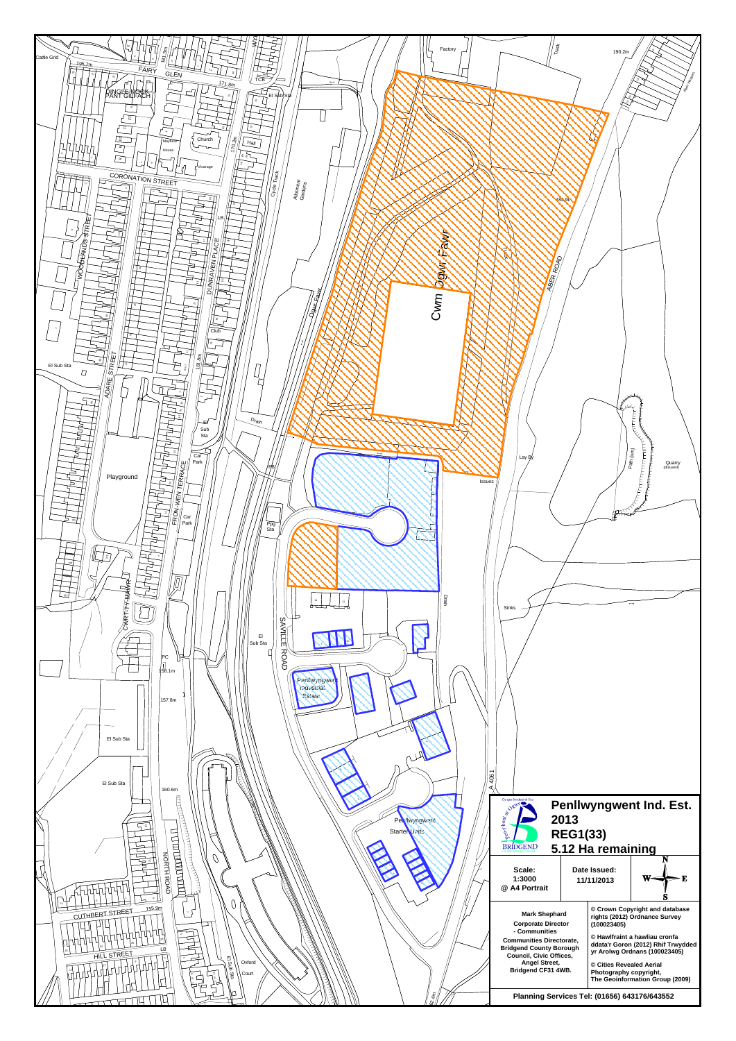# Penllwyngwent Ind. Est.

## 2013

## REG1(33)

## 5.12 Ha remaining

| Scale: 1:3000 @ A4 Portrait | Date Issued: 11/11/2013 | N W E S |
|---|---|---|

**Mark Shephard**
**Corporate Director - Communities**
**Communities Directorate, Bridgend County Borough Council, Civic Offices, Angel Street, Bridgend CF31 4WB.**

© Crown Copyright and database rights (2012) Ordnance Survey (100023405)

© Hawlfraint a hawliau cronfa ddata'r Goron (2012) Rhif Trwydded yr Arolwg Ordnans (100023405)

© Cities Revealed Aerial Photography copyright, The Geoinformation Group (2009)

**Planning Services Tel: (01656) 643176/643552**

Cattle Grid
196.7m
FAIRY GLEN
DINGLE NOOK
PANT GILFACH
171.8m
181.3m
El Sub Sta
Church
Mayfield House
Hall
Vicarage
CORONATION STREET
170.2m
Cycle Track
Allotment Gardens
WOODLANDS STREET
DUNRAVEN PLACE
LB
Club
El Sub Sta
ADARE STREET
161.8m
Sub Sta
Drain
Car Park
Playground
FRON-WEN TERRACE
Car Park
Pipg Sta
CWRT-FY-MAWR
SAVILLE ROAD
El Sub Sta
PC
158.1m
157.8m
El Sub Sta
El Sub Sta
160.6m
Penllwyngwent Industrial Estate
Penllwyngwent Starter Units
NORTH ROAD
CUTHBERT STREET
155.9m
LB
HILL STREET
El Sub Sta
Oxford Court
A 4061
Factory
Track
190.2m
Cwm Ogwr Fawr
Cwm Ogwr Fawr
184.8m
ABER ROAD
Issues
Lay By
Path (um)
Quarry (disused)
Drain
Sinks